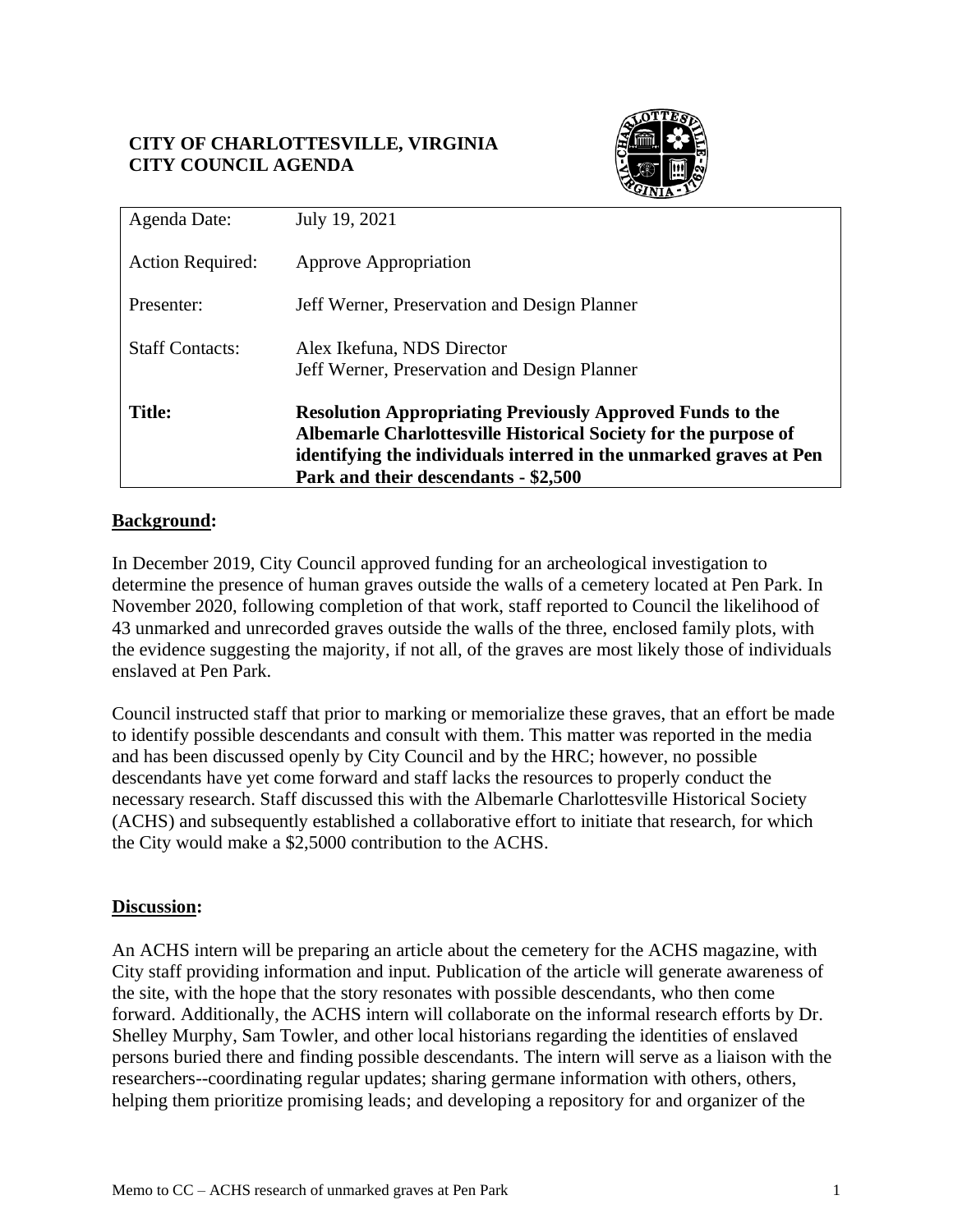**CITY OF CHARLOTTESVILLE, VIRGINIA**
**CITY COUNCIL AGENDA**

| | |
|---|---|
| Agenda Date: | July 19, 2021 |
| Action Required: | Approve Appropriation |
| Presenter: | Jeff Werner, Preservation and Design Planner |
| Staff Contacts: | Alex Ikefuna, NDS Director<br>Jeff Werner, Preservation and Design Planner |
| **Title:** | **Resolution Appropriating Previously Approved Funds to the Albemarle Charlottesville Historical Society for the purpose of identifying the individuals interred in the unmarked graves at Pen Park and their descendants - $2,500** |

## Background:

In December 2019, City Council approved funding for an archeological investigation to determine the presence of human graves outside the walls of a cemetery located at Pen Park. In November 2020, following completion of that work, staff reported to Council the likelihood of 43 unmarked and unrecorded graves outside the walls of the three, enclosed family plots, with the evidence suggesting the majority, if not all, of the graves are most likely those of individuals enslaved at Pen Park.

Council instructed staff that prior to marking or memorialize these graves, that an effort be made to identify possible descendants and consult with them. This matter was reported in the media and has been discussed openly by City Council and by the HRC; however, no possible descendants have yet come forward and staff lacks the resources to properly conduct the necessary research. Staff discussed this with the Albemarle Charlottesville Historical Society (ACHS) and subsequently established a collaborative effort to initiate that research, for which the City would make a $2,5000 contribution to the ACHS.

## Discussion:

An ACHS intern will be preparing an article about the cemetery for the ACHS magazine, with City staff providing information and input. Publication of the article will generate awareness of the site, with the hope that the story resonates with possible descendants, who then come forward. Additionally, the ACHS intern will collaborate on the informal research efforts by Dr. Shelley Murphy, Sam Towler, and other local historians regarding the identities of enslaved persons buried there and finding possible descendants. The intern will serve as a liaison with the researchers--coordinating regular updates; sharing germane information with others, others, helping them prioritize promising leads; and developing a repository for and organizer of the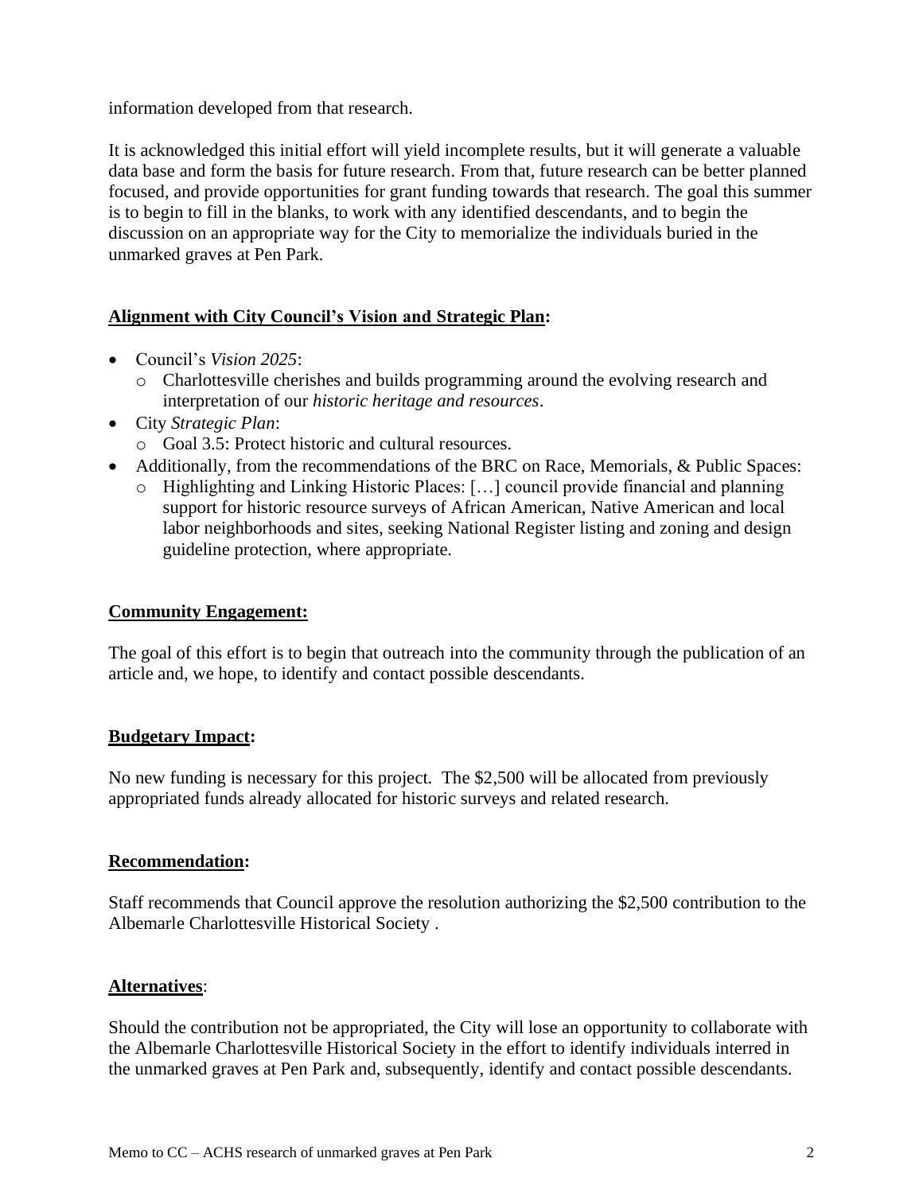information developed from that research.

It is acknowledged this initial effort will yield incomplete results, but it will generate a valuable data base and form the basis for future research. From that, future research can be better planned focused, and provide opportunities for grant funding towards that research. The goal this summer is to begin to fill in the blanks, to work with any identified descendants, and to begin the discussion on an appropriate way for the City to memorialize the individuals buried in the unmarked graves at Pen Park.

**Alignment with City Council's Vision and Strategic Plan:**

- Council's *Vision 2025*:
  - Charlottesville cherishes and builds programming around the evolving research and interpretation of our *historic heritage and resources*.
- City *Strategic Plan*:
  - Goal 3.5: Protect historic and cultural resources.
- Additionally, from the recommendations of the BRC on Race, Memorials, & Public Spaces:
  - Highlighting and Linking Historic Places: […] council provide financial and planning support for historic resource surveys of African American, Native American and local labor neighborhoods and sites, seeking National Register listing and zoning and design guideline protection, where appropriate.

**Community Engagement:**

The goal of this effort is to begin that outreach into the community through the publication of an article and, we hope, to identify and contact possible descendants.

**Budgetary Impact:**

No new funding is necessary for this project. The $2,500 will be allocated from previously appropriated funds already allocated for historic surveys and related research.

**Recommendation:**

Staff recommends that Council approve the resolution authorizing the $2,500 contribution to the Albemarle Charlottesville Historical Society .

**Alternatives**:

Should the contribution not be appropriated, the City will lose an opportunity to collaborate with the Albemarle Charlottesville Historical Society in the effort to identify individuals interred in the unmarked graves at Pen Park and, subsequently, identify and contact possible descendants.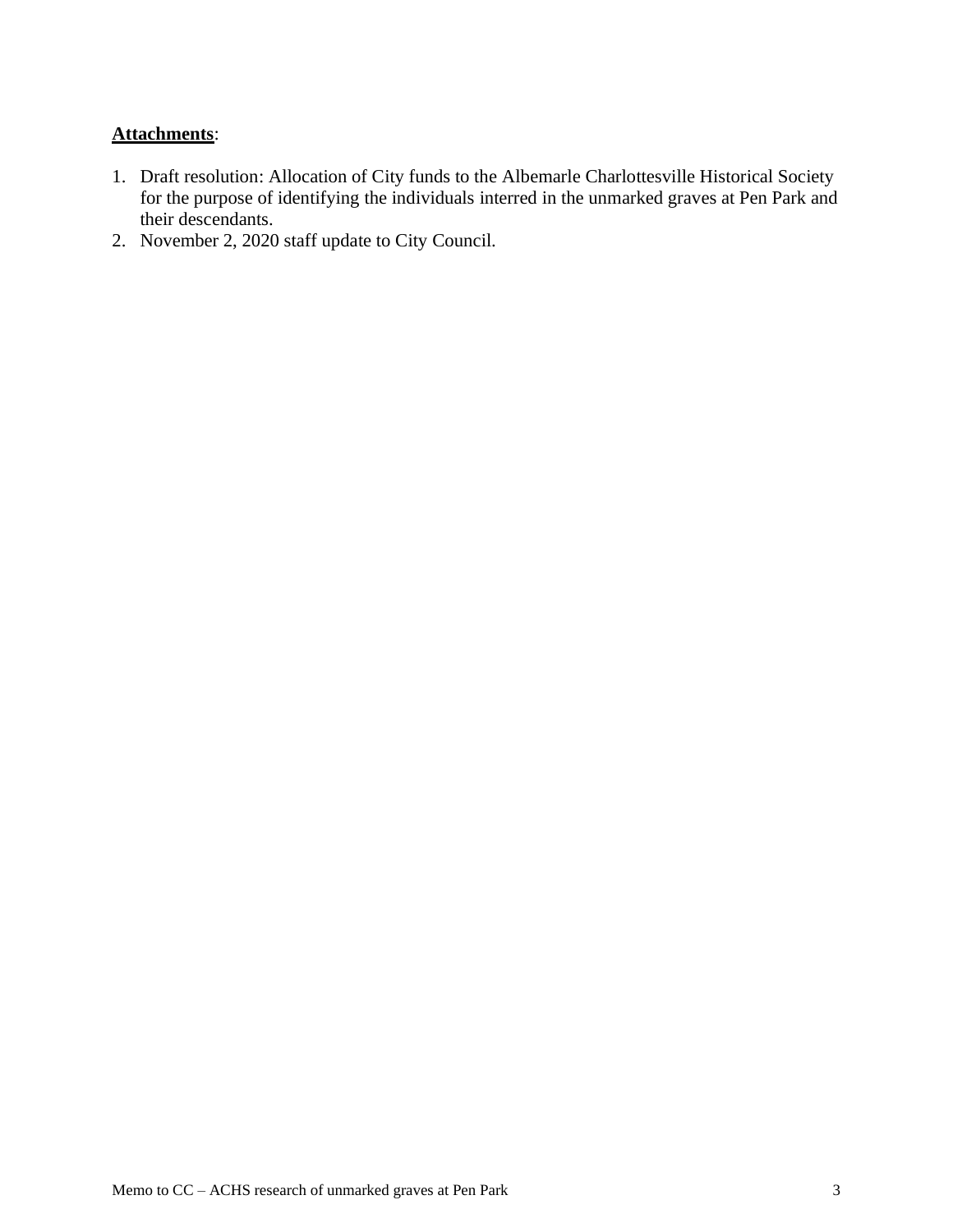**Attachments**:

1. Draft resolution: Allocation of City funds to the Albemarle Charlottesville Historical Society for the purpose of identifying the individuals interred in the unmarked graves at Pen Park and their descendants.
2. November 2, 2020 staff update to City Council.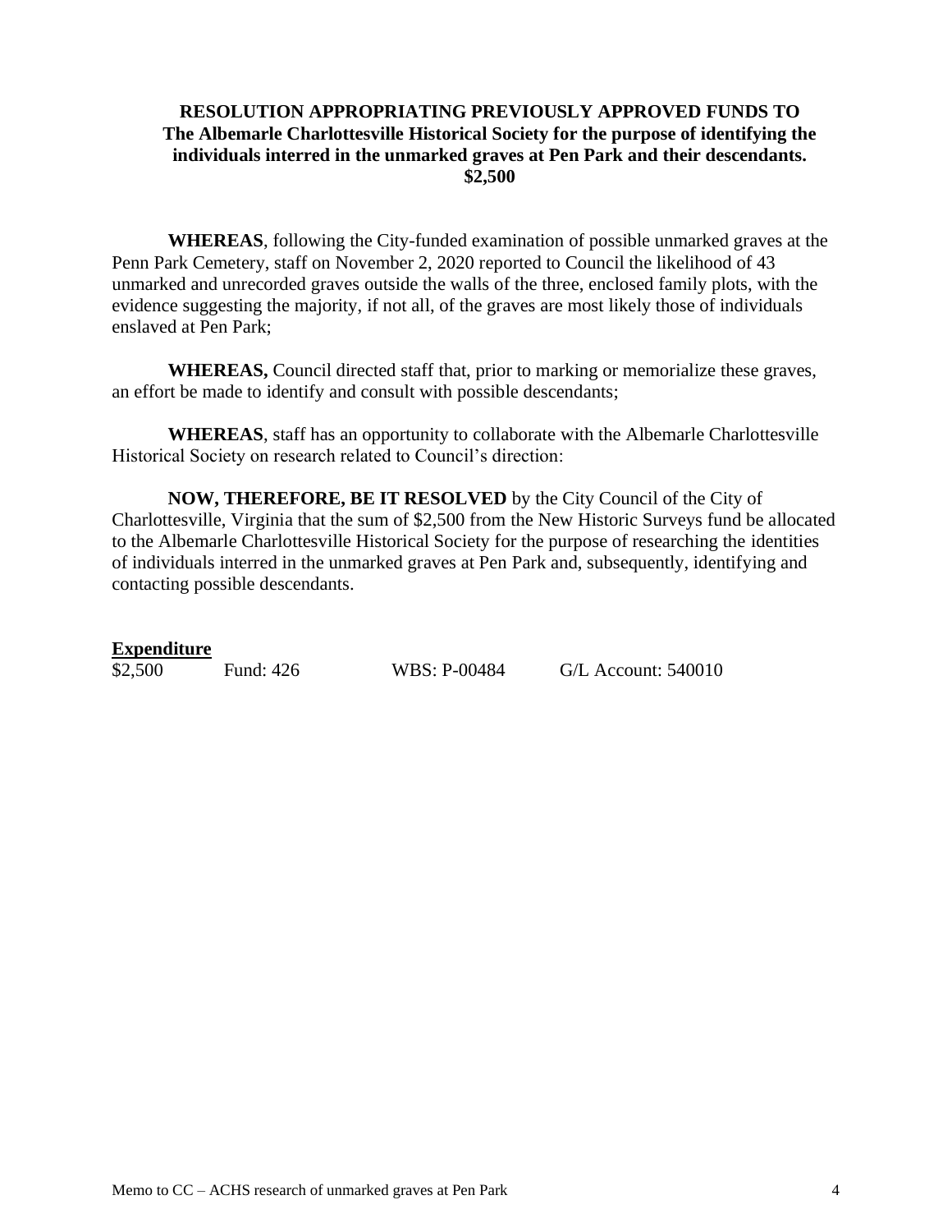**RESOLUTION APPROPRIATING PREVIOUSLY APPROVED FUNDS TO The Albemarle Charlottesville Historical Society for the purpose of identifying the individuals interred in the unmarked graves at Pen Park and their descendants. $2,500**

**WHEREAS**, following the City-funded examination of possible unmarked graves at the Penn Park Cemetery, staff on November 2, 2020 reported to Council the likelihood of 43 unmarked and unrecorded graves outside the walls of the three, enclosed family plots, with the evidence suggesting the majority, if not all, of the graves are most likely those of individuals enslaved at Pen Park;

**WHEREAS,** Council directed staff that, prior to marking or memorialize these graves, an effort be made to identify and consult with possible descendants;

**WHEREAS**, staff has an opportunity to collaborate with the Albemarle Charlottesville Historical Society on research related to Council's direction:

**NOW, THEREFORE, BE IT RESOLVED** by the City Council of the City of Charlottesville, Virginia that the sum of $2,500 from the New Historic Surveys fund be allocated to the Albemarle Charlottesville Historical Society for the purpose of researching the identities of individuals interred in the unmarked graves at Pen Park and, subsequently, identifying and contacting possible descendants.

**Expenditure**

| | | | |
|---|---|---|---|
| $2,500 | Fund: 426 | WBS: P-00484 | G/L Account: 540010 |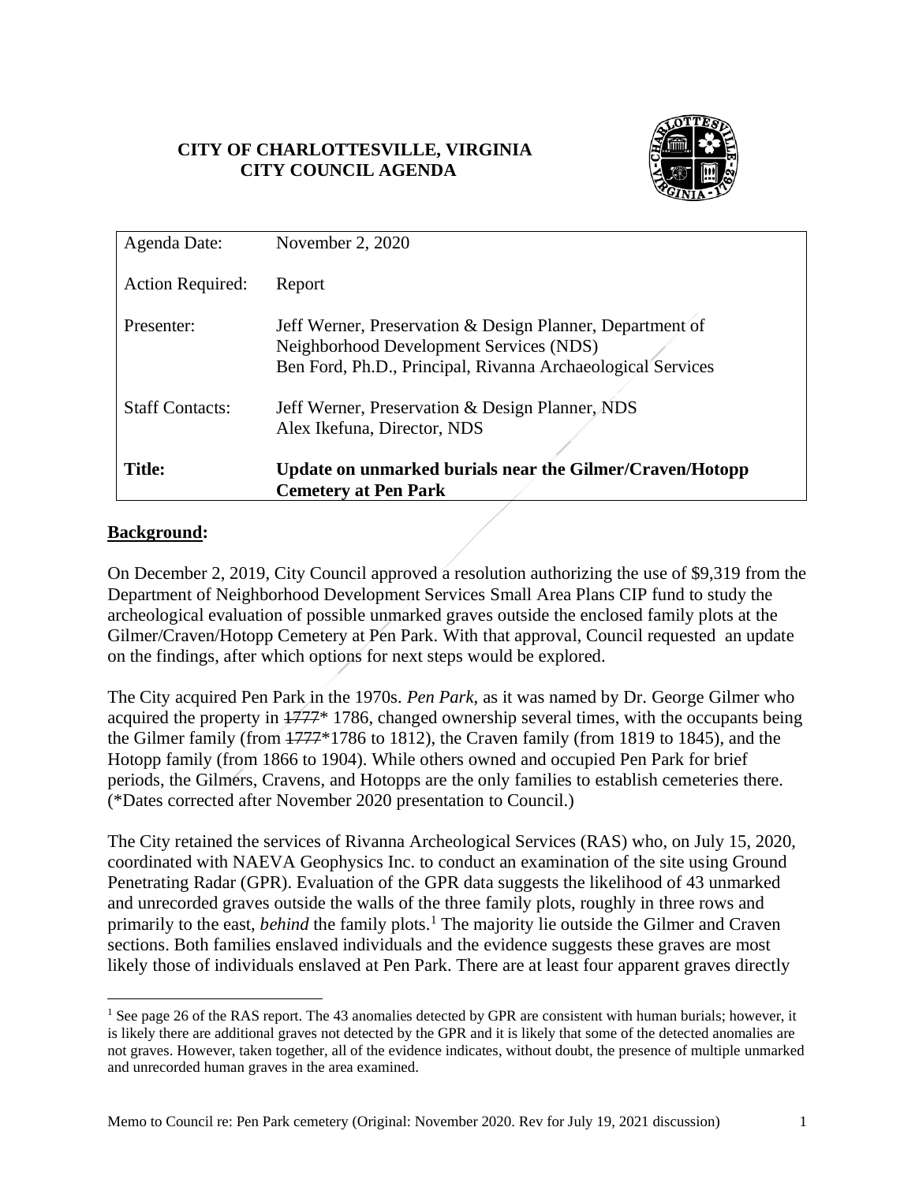**CITY OF CHARLOTTESVILLE, VIRGINIA**
**CITY COUNCIL AGENDA**

| | |
|---|---|
| Agenda Date: | November 2, 2020 |
| Action Required: | Report |
| Presenter: | Jeff Werner, Preservation & Design Planner, Department of Neighborhood Development Services (NDS)<br>Ben Ford, Ph.D., Principal, Rivanna Archaeological Services |
| Staff Contacts: | Jeff Werner, Preservation & Design Planner, NDS<br>Alex Ikefuna, Director, NDS |
| **Title:** | **Update on unmarked burials near the Gilmer/Craven/Hotopp Cemetery at Pen Park** |

## **Background:**

On December 2, 2019, City Council approved a resolution authorizing the use of $9,319 from the Department of Neighborhood Development Services Small Area Plans CIP fund to study the archeological evaluation of possible unmarked graves outside the enclosed family plots at the Gilmer/Craven/Hotopp Cemetery at Pen Park. With that approval, Council requested an update on the findings, after which options for next steps would be explored.

The City acquired Pen Park in the 1970s. *Pen Park*, as it was named by Dr. George Gilmer who acquired the property in ~~1777~~* 1786, changed ownership several times, with the occupants being the Gilmer family (from ~~1777~~*1786 to 1812), the Craven family (from 1819 to 1845), and the Hotopp family (from 1866 to 1904). While others owned and occupied Pen Park for brief periods, the Gilmers, Cravens, and Hotopps are the only families to establish cemeteries there. (*Dates corrected after November 2020 presentation to Council.)

The City retained the services of Rivanna Archeological Services (RAS) who, on July 15, 2020, coordinated with NAEVA Geophysics Inc. to conduct an examination of the site using Ground Penetrating Radar (GPR). Evaluation of the GPR data suggests the likelihood of 43 unmarked and unrecorded graves outside the walls of the three family plots, roughly in three rows and primarily to the east, *behind* the family plots.[1] The majority lie outside the Gilmer and Craven sections. Both families enslaved individuals and the evidence suggests these graves are most likely those of individuals enslaved at Pen Park. There are at least four apparent graves directly

[1] See page 26 of the RAS report. The 43 anomalies detected by GPR are consistent with human burials; however, it is likely there are additional graves not detected by the GPR and it is likely that some of the detected anomalies are not graves. However, taken together, all of the evidence indicates, without doubt, the presence of multiple unmarked and unrecorded human graves in the area examined.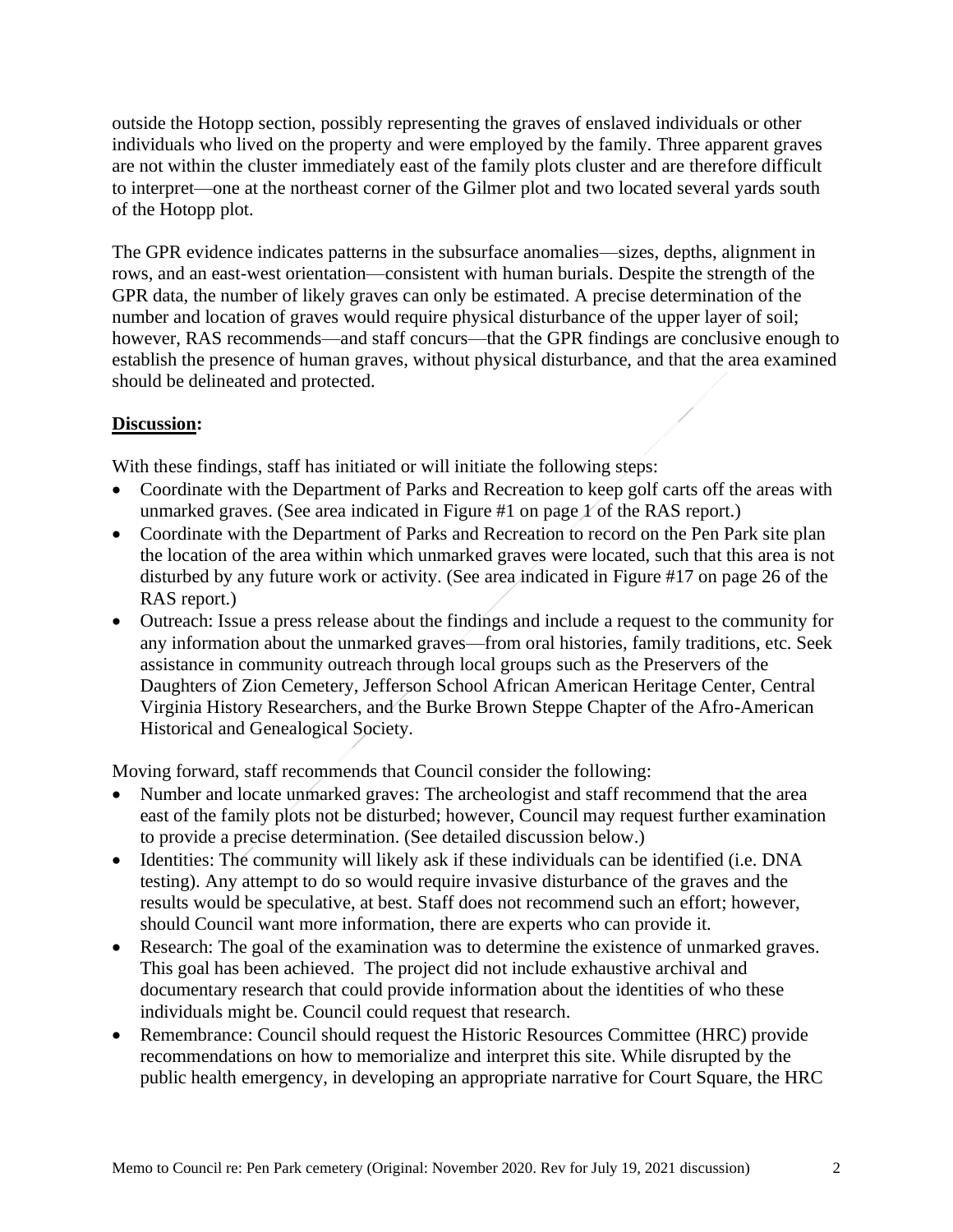outside the Hotopp section, possibly representing the graves of enslaved individuals or other individuals who lived on the property and were employed by the family. Three apparent graves are not within the cluster immediately east of the family plots cluster and are therefore difficult to interpret—one at the northeast corner of the Gilmer plot and two located several yards south of the Hotopp plot.

The GPR evidence indicates patterns in the subsurface anomalies—sizes, depths, alignment in rows, and an east-west orientation—consistent with human burials. Despite the strength of the GPR data, the number of likely graves can only be estimated. A precise determination of the number and location of graves would require physical disturbance of the upper layer of soil; however, RAS recommends—and staff concurs—that the GPR findings are conclusive enough to establish the presence of human graves, without physical disturbance, and that the area examined should be delineated and protected.

## **Discussion:**

With these findings, staff has initiated or will initiate the following steps:

- Coordinate with the Department of Parks and Recreation to keep golf carts off the areas with unmarked graves. (See area indicated in Figure #1 on page 1 of the RAS report.)
- Coordinate with the Department of Parks and Recreation to record on the Pen Park site plan the location of the area within which unmarked graves were located, such that this area is not disturbed by any future work or activity. (See area indicated in Figure #17 on page 26 of the RAS report.)
- Outreach: Issue a press release about the findings and include a request to the community for any information about the unmarked graves—from oral histories, family traditions, etc. Seek assistance in community outreach through local groups such as the Preservers of the Daughters of Zion Cemetery, Jefferson School African American Heritage Center, Central Virginia History Researchers, and the Burke Brown Steppe Chapter of the Afro-American Historical and Genealogical Society.

Moving forward, staff recommends that Council consider the following:

- Number and locate unmarked graves: The archeologist and staff recommend that the area east of the family plots not be disturbed; however, Council may request further examination to provide a precise determination. (See detailed discussion below.)
- Identities: The community will likely ask if these individuals can be identified (i.e. DNA testing). Any attempt to do so would require invasive disturbance of the graves and the results would be speculative, at best. Staff does not recommend such an effort; however, should Council want more information, there are experts who can provide it.
- Research: The goal of the examination was to determine the existence of unmarked graves. This goal has been achieved. The project did not include exhaustive archival and documentary research that could provide information about the identities of who these individuals might be. Council could request that research.
- Remembrance: Council should request the Historic Resources Committee (HRC) provide recommendations on how to memorialize and interpret this site. While disrupted by the public health emergency, in developing an appropriate narrative for Court Square, the HRC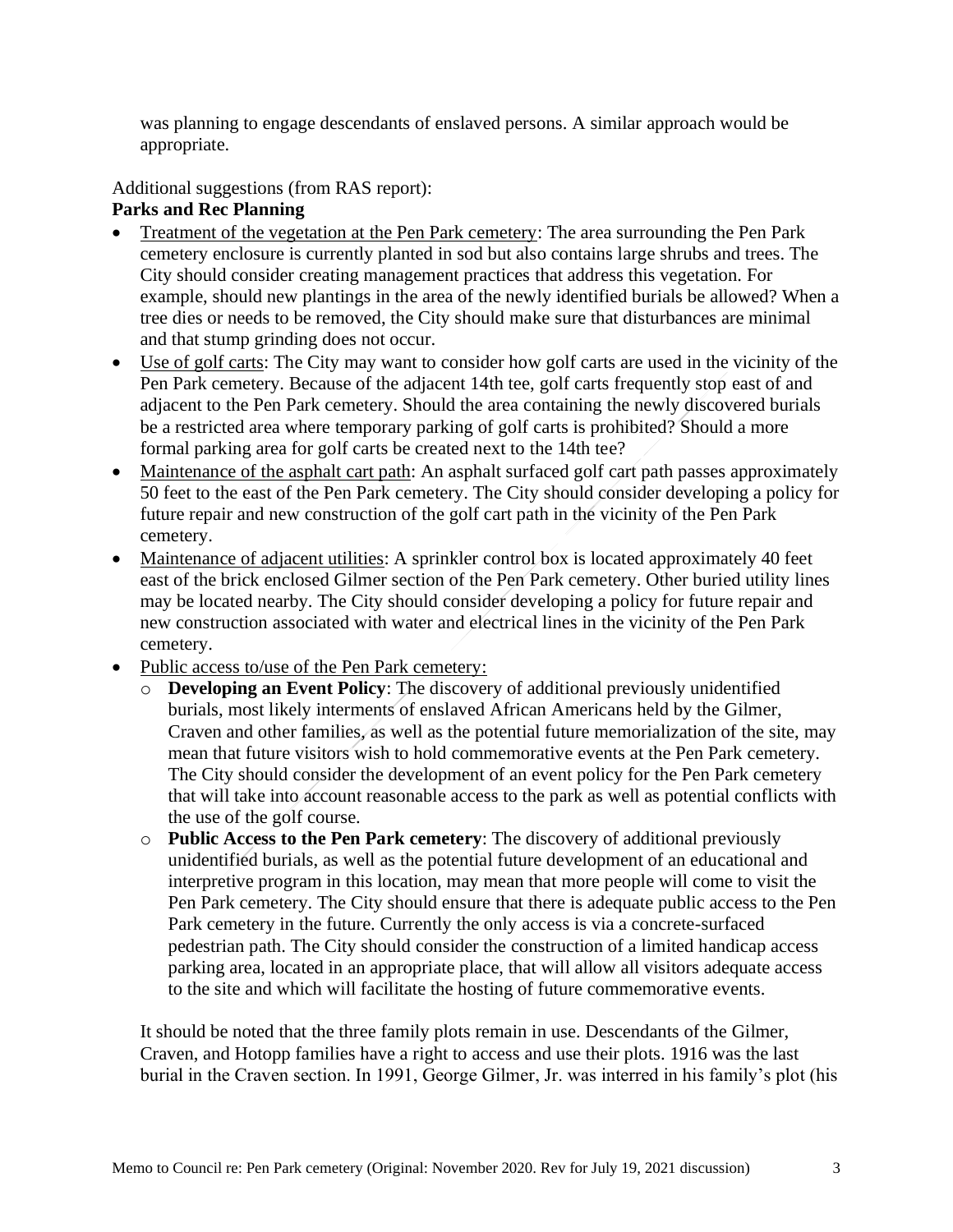was planning to engage descendants of enslaved persons. A similar approach would be appropriate.

Additional suggestions (from RAS report):

**Parks and Rec Planning**

- Treatment of the vegetation at the Pen Park cemetery: The area surrounding the Pen Park cemetery enclosure is currently planted in sod but also contains large shrubs and trees. The City should consider creating management practices that address this vegetation. For example, should new plantings in the area of the newly identified burials be allowed? When a tree dies or needs to be removed, the City should make sure that disturbances are minimal and that stump grinding does not occur.
- Use of golf carts: The City may want to consider how golf carts are used in the vicinity of the Pen Park cemetery. Because of the adjacent 14th tee, golf carts frequently stop east of and adjacent to the Pen Park cemetery. Should the area containing the newly discovered burials be a restricted area where temporary parking of golf carts is prohibited? Should a more formal parking area for golf carts be created next to the 14th tee?
- Maintenance of the asphalt cart path: An asphalt surfaced golf cart path passes approximately 50 feet to the east of the Pen Park cemetery. The City should consider developing a policy for future repair and new construction of the golf cart path in the vicinity of the Pen Park cemetery.
- Maintenance of adjacent utilities: A sprinkler control box is located approximately 40 feet east of the brick enclosed Gilmer section of the Pen Park cemetery. Other buried utility lines may be located nearby. The City should consider developing a policy for future repair and new construction associated with water and electrical lines in the vicinity of the Pen Park cemetery.
- Public access to/use of the Pen Park cemetery:
  - **Developing an Event Policy**: The discovery of additional previously unidentified burials, most likely interments of enslaved African Americans held by the Gilmer, Craven and other families, as well as the potential future memorialization of the site, may mean that future visitors wish to hold commemorative events at the Pen Park cemetery. The City should consider the development of an event policy for the Pen Park cemetery that will take into account reasonable access to the park as well as potential conflicts with the use of the golf course.
  - **Public Access to the Pen Park cemetery**: The discovery of additional previously unidentified burials, as well as the potential future development of an educational and interpretive program in this location, may mean that more people will come to visit the Pen Park cemetery. The City should ensure that there is adequate public access to the Pen Park cemetery in the future. Currently the only access is via a concrete-surfaced pedestrian path. The City should consider the construction of a limited handicap access parking area, located in an appropriate place, that will allow all visitors adequate access to the site and which will facilitate the hosting of future commemorative events.

It should be noted that the three family plots remain in use. Descendants of the Gilmer, Craven, and Hotopp families have a right to access and use their plots. 1916 was the last burial in the Craven section. In 1991, George Gilmer, Jr. was interred in his family's plot (his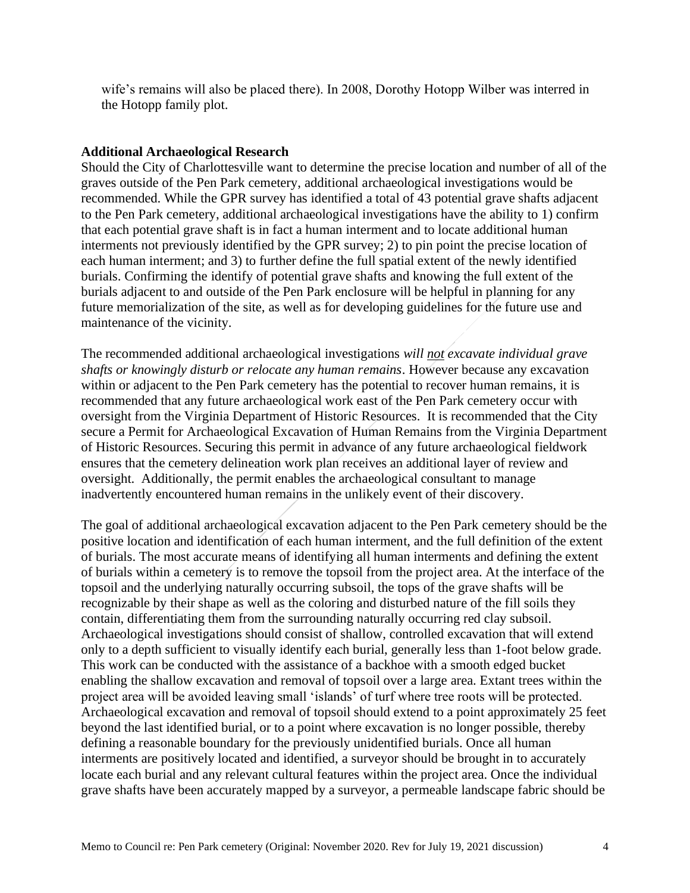wife's remains will also be placed there). In 2008, Dorothy Hotopp Wilber was interred in the Hotopp family plot.

**Additional Archaeological Research**

Should the City of Charlottesville want to determine the precise location and number of all of the graves outside of the Pen Park cemetery, additional archaeological investigations would be recommended. While the GPR survey has identified a total of 43 potential grave shafts adjacent to the Pen Park cemetery, additional archaeological investigations have the ability to 1) confirm that each potential grave shaft is in fact a human interment and to locate additional human interments not previously identified by the GPR survey; 2) to pin point the precise location of each human interment; and 3) to further define the full spatial extent of the newly identified burials. Confirming the identify of potential grave shafts and knowing the full extent of the burials adjacent to and outside of the Pen Park enclosure will be helpful in planning for any future memorialization of the site, as well as for developing guidelines for the future use and maintenance of the vicinity.

The recommended additional archaeological investigations *will not excavate individual grave shafts or knowingly disturb or relocate any human remains*. However because any excavation within or adjacent to the Pen Park cemetery has the potential to recover human remains, it is recommended that any future archaeological work east of the Pen Park cemetery occur with oversight from the Virginia Department of Historic Resources. It is recommended that the City secure a Permit for Archaeological Excavation of Human Remains from the Virginia Department of Historic Resources. Securing this permit in advance of any future archaeological fieldwork ensures that the cemetery delineation work plan receives an additional layer of review and oversight. Additionally, the permit enables the archaeological consultant to manage inadvertently encountered human remains in the unlikely event of their discovery.

The goal of additional archaeological excavation adjacent to the Pen Park cemetery should be the positive location and identification of each human interment, and the full definition of the extent of burials. The most accurate means of identifying all human interments and defining the extent of burials within a cemetery is to remove the topsoil from the project area. At the interface of the topsoil and the underlying naturally occurring subsoil, the tops of the grave shafts will be recognizable by their shape as well as the coloring and disturbed nature of the fill soils they contain, differentiating them from the surrounding naturally occurring red clay subsoil. Archaeological investigations should consist of shallow, controlled excavation that will extend only to a depth sufficient to visually identify each burial, generally less than 1-foot below grade. This work can be conducted with the assistance of a backhoe with a smooth edged bucket enabling the shallow excavation and removal of topsoil over a large area. Extant trees within the project area will be avoided leaving small 'islands' of turf where tree roots will be protected. Archaeological excavation and removal of topsoil should extend to a point approximately 25 feet beyond the last identified burial, or to a point where excavation is no longer possible, thereby defining a reasonable boundary for the previously unidentified burials. Once all human interments are positively located and identified, a surveyor should be brought in to accurately locate each burial and any relevant cultural features within the project area. Once the individual grave shafts have been accurately mapped by a surveyor, a permeable landscape fabric should be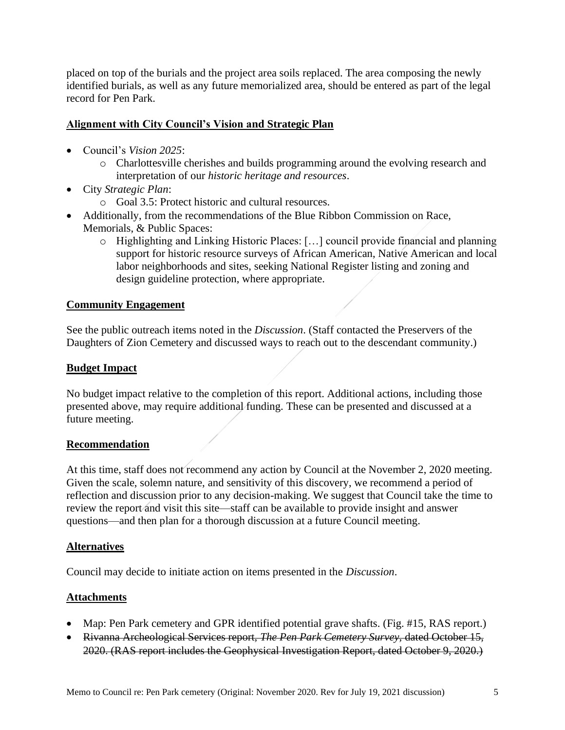placed on top of the burials and the project area soils replaced. The area composing the newly identified burials, as well as any future memorialized area, should be entered as part of the legal record for Pen Park.

## Alignment with City Council's Vision and Strategic Plan

- Council's *Vision 2025*:
  - Charlottesville cherishes and builds programming around the evolving research and interpretation of our *historic heritage and resources*.
- City *Strategic Plan*:
  - Goal 3.5: Protect historic and cultural resources.
- Additionally, from the recommendations of the Blue Ribbon Commission on Race, Memorials, & Public Spaces:
  - Highlighting and Linking Historic Places: […] council provide financial and planning support for historic resource surveys of African American, Native American and local labor neighborhoods and sites, seeking National Register listing and zoning and design guideline protection, where appropriate.

## Community Engagement

See the public outreach items noted in the *Discussion*. (Staff contacted the Preservers of the Daughters of Zion Cemetery and discussed ways to reach out to the descendant community.)

## Budget Impact

No budget impact relative to the completion of this report. Additional actions, including those presented above, may require additional funding. These can be presented and discussed at a future meeting.

## Recommendation

At this time, staff does not recommend any action by Council at the November 2, 2020 meeting. Given the scale, solemn nature, and sensitivity of this discovery, we recommend a period of reflection and discussion prior to any decision-making. We suggest that Council take the time to review the report and visit this site—staff can be available to provide insight and answer questions—and then plan for a thorough discussion at a future Council meeting.

## Alternatives

Council may decide to initiate action on items presented in the *Discussion*.

## Attachments

- Map: Pen Park cemetery and GPR identified potential grave shafts. (Fig. #15, RAS report.)
- ~~Rivanna Archeological Services report, *The Pen Park Cemetery Survey*, dated October 15, 2020. (RAS report includes the Geophysical Investigation Report, dated October 9, 2020.)~~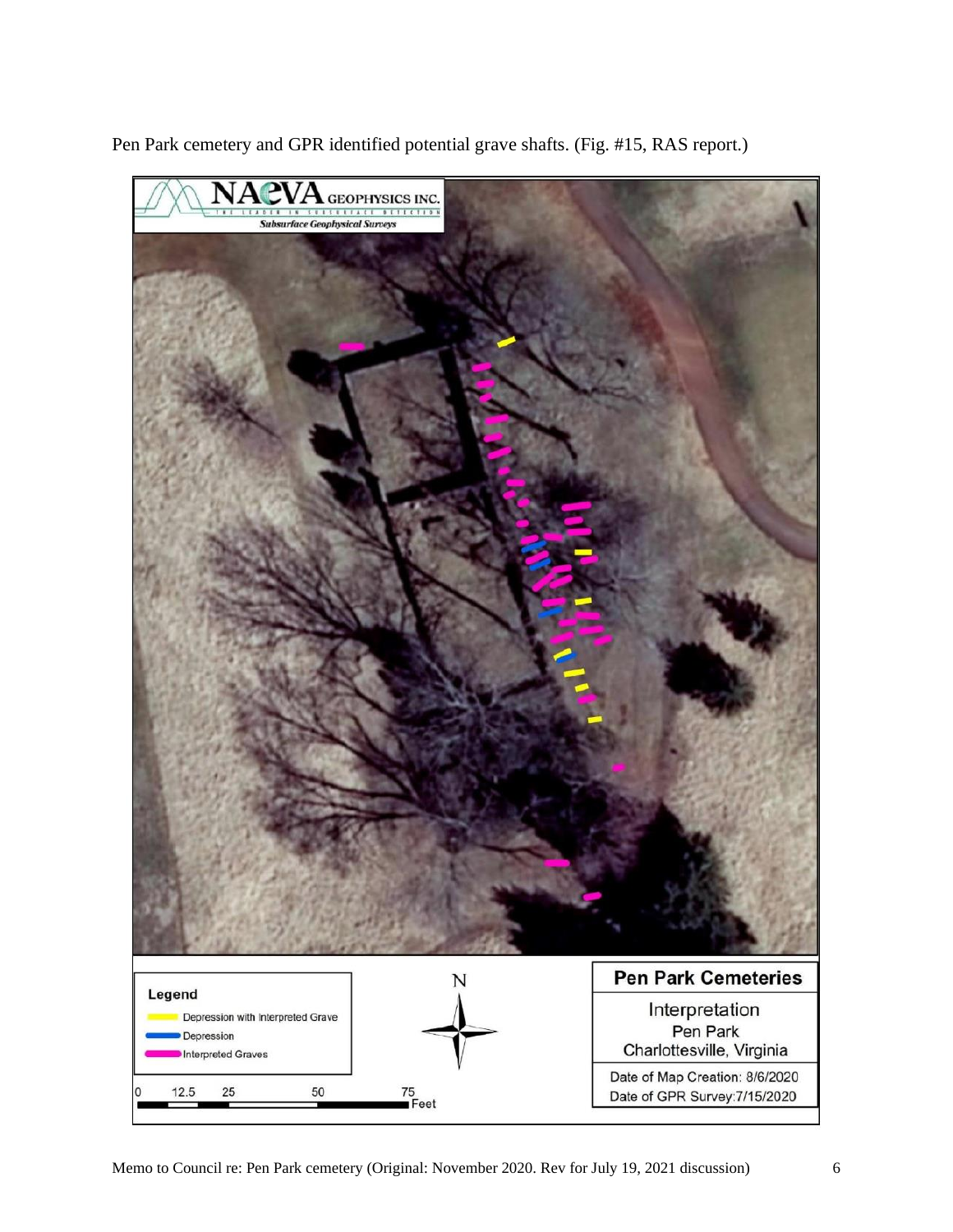Pen Park cemetery and GPR identified potential grave shafts. (Fig. #15, RAS report.)

NAeVA GEOPHYSICS INC.
THE LEADER IN SUBSURFACE DETECTION
Subsurface Geophysical Surveys

Legend
Depression with Interpreted Grave
Depression
Interpreted Graves

N

0 12.5 25 50 75
Feet

Pen Park Cemeteries
Interpretation
Pen Park
Charlottesville, Virginia
Date of Map Creation: 8/6/2020
Date of GPR Survey:7/15/2020

Memo to Council re: Pen Park cemetery (Original: November 2020. Rev for July 19, 2021 discussion)